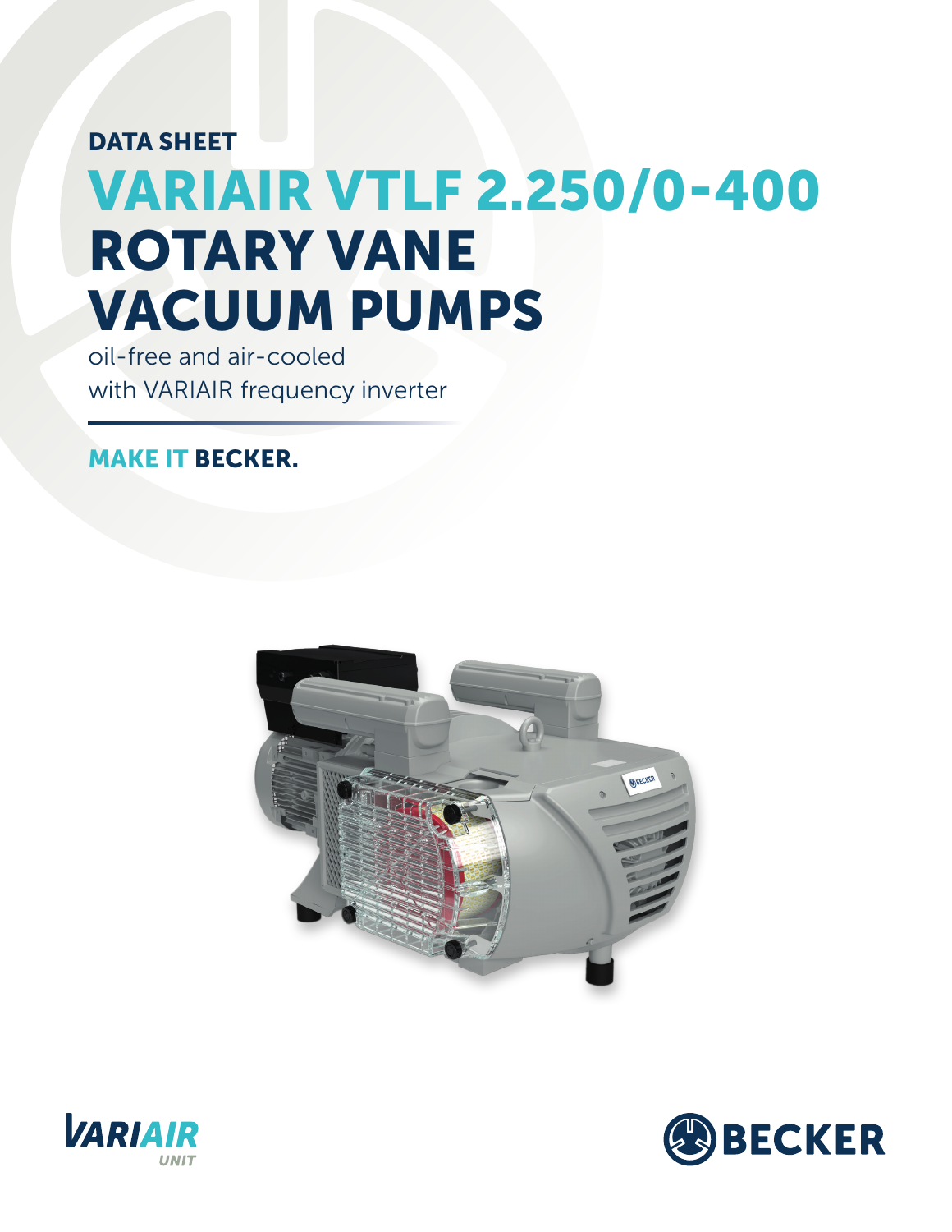DATA SHEET

# VARIAIR VTLF 2.250/0-400 ROTARY VANE VACUUM PUMPS

oil-free and air-cooled
with VARIAIR frequency inverter

**MAKE IT BECKER.**

VARIAIR UNIT

BECKER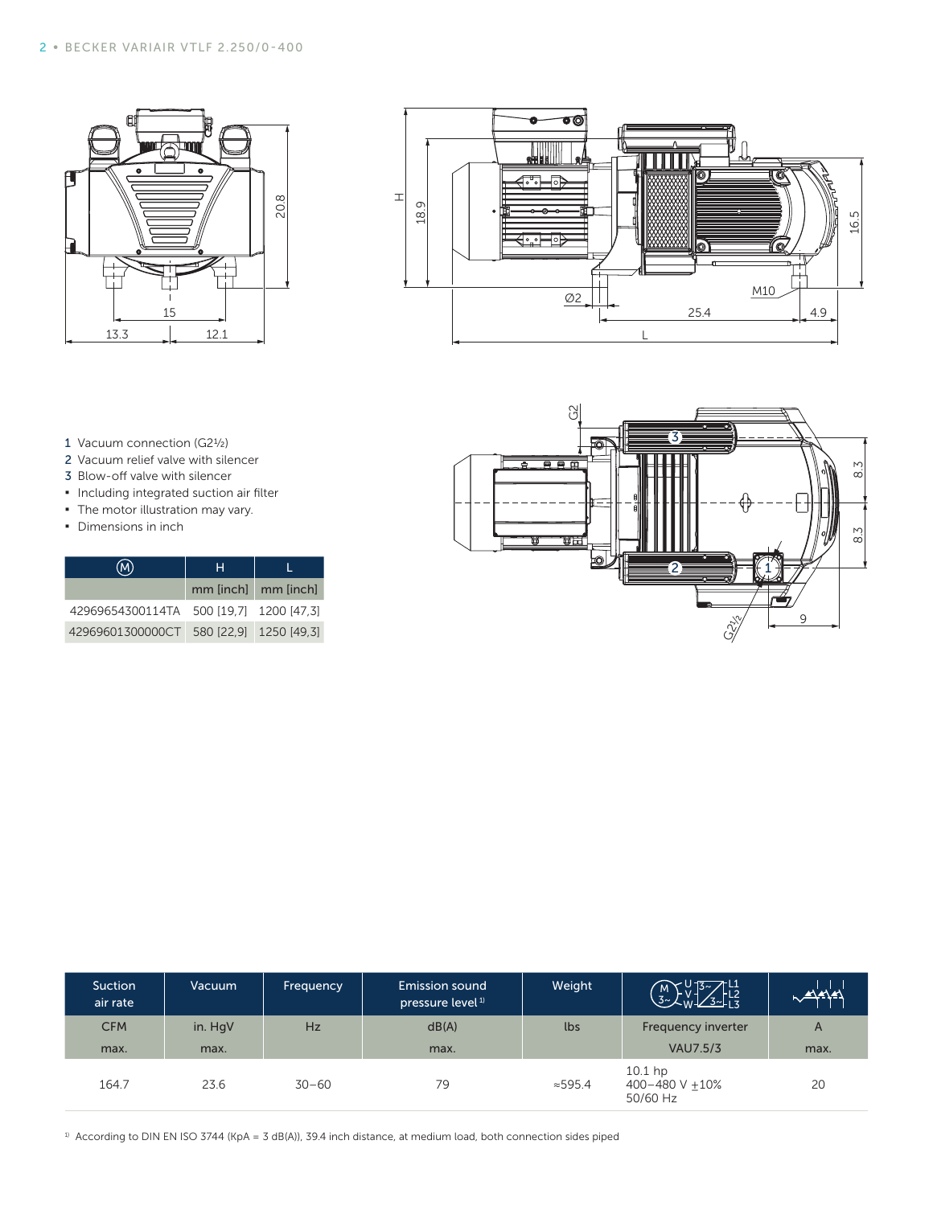1 Vacuum connection (G2½)
2 Vacuum relief valve with silencer
3 Blow-off valve with silencer
- Including integrated suction air filter
- The motor illustration may vary.
- Dimensions in inch

| Ⓜ | H | L |
|---|---|---|
| | mm [inch] | mm [inch] |
| 42969654300114TA | 500 [19,7] | 1200 [47,3] |
| 42969601300000CT | 580 [22,9] | 1250 [49,3] |

| Suction air rate | Vacuum | Frequency | Emission sound pressure level[1] | Weight | Motor | Current |
|---|---|---|---|---|---|---|
| CFM | in. HgV | Hz | dB(A) | lbs | Frequency inverter | A |
| max. | max. | | max. | | VAU7.5/3 | max. |
| 164.7 | 23.6 | 30–60 | 79 | ≈595.4 | 10.1 hp 400–480 V ±10% 50/60 Hz | 20 |

[1] According to DIN EN ISO 3744 (KpA = 3 dB(A)), 39.4 inch distance, at medium load, both connection sides piped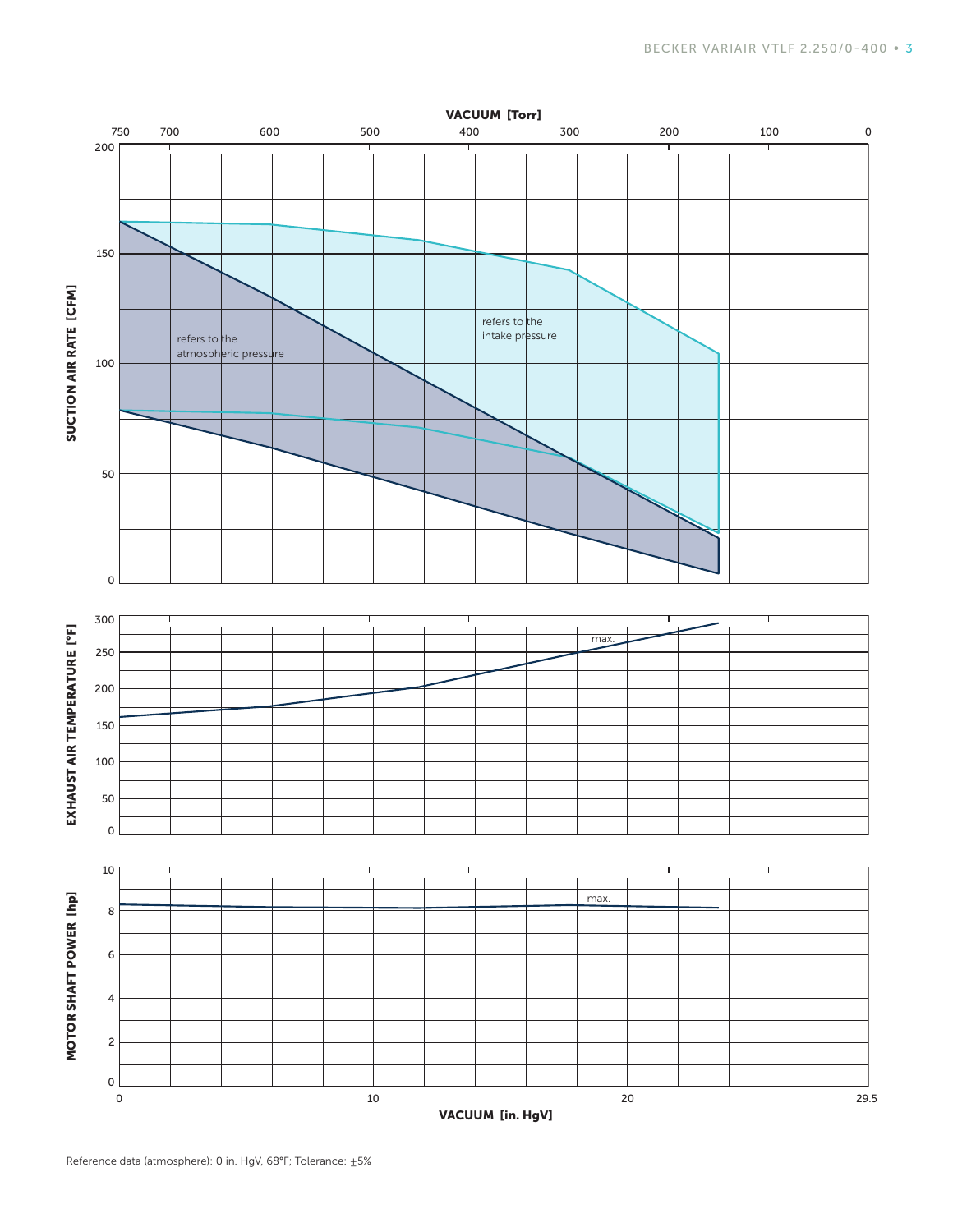VACUUM [Torr]

750 700 600 500 400 300 200 100 0

SUCTION AIR RATE [CFM]

200
150
100
50
0

refers to the atmospheric pressure

refers to the intake pressure

EXHAUST AIR TEMPERATURE [°F]

300
250
200
150
100
50
0

max.

MOTOR SHAFT POWER [hp]

10
8
6
4
2
0

max.

0 10 20 29.5

VACUUM [in. HgV]

Reference data (atmosphere): 0 in. HgV, 68°F; Tolerance: ±5%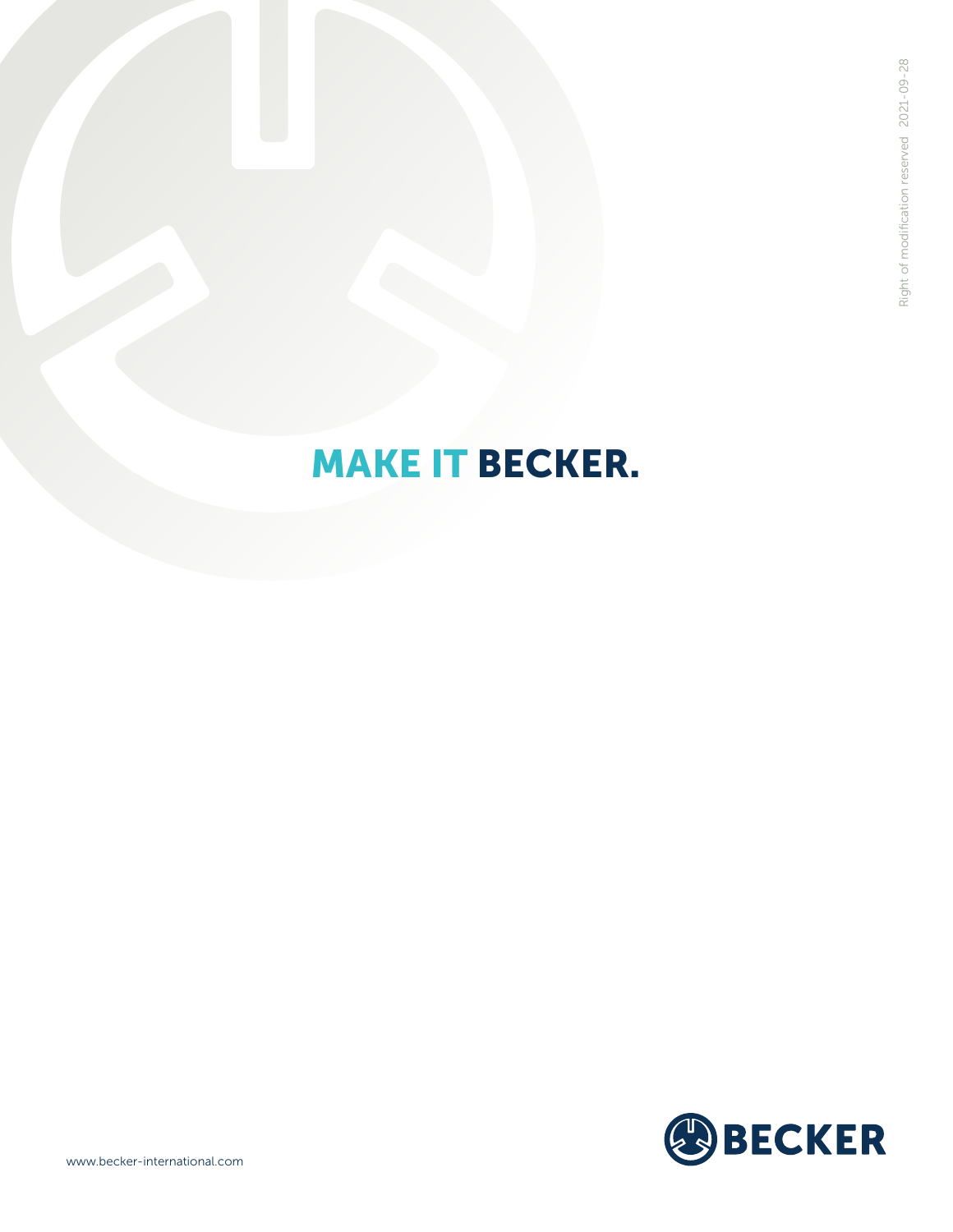# MAKE IT BECKER.

Right of modification reserved 2021-09-28

BECKER

www.becker-international.com